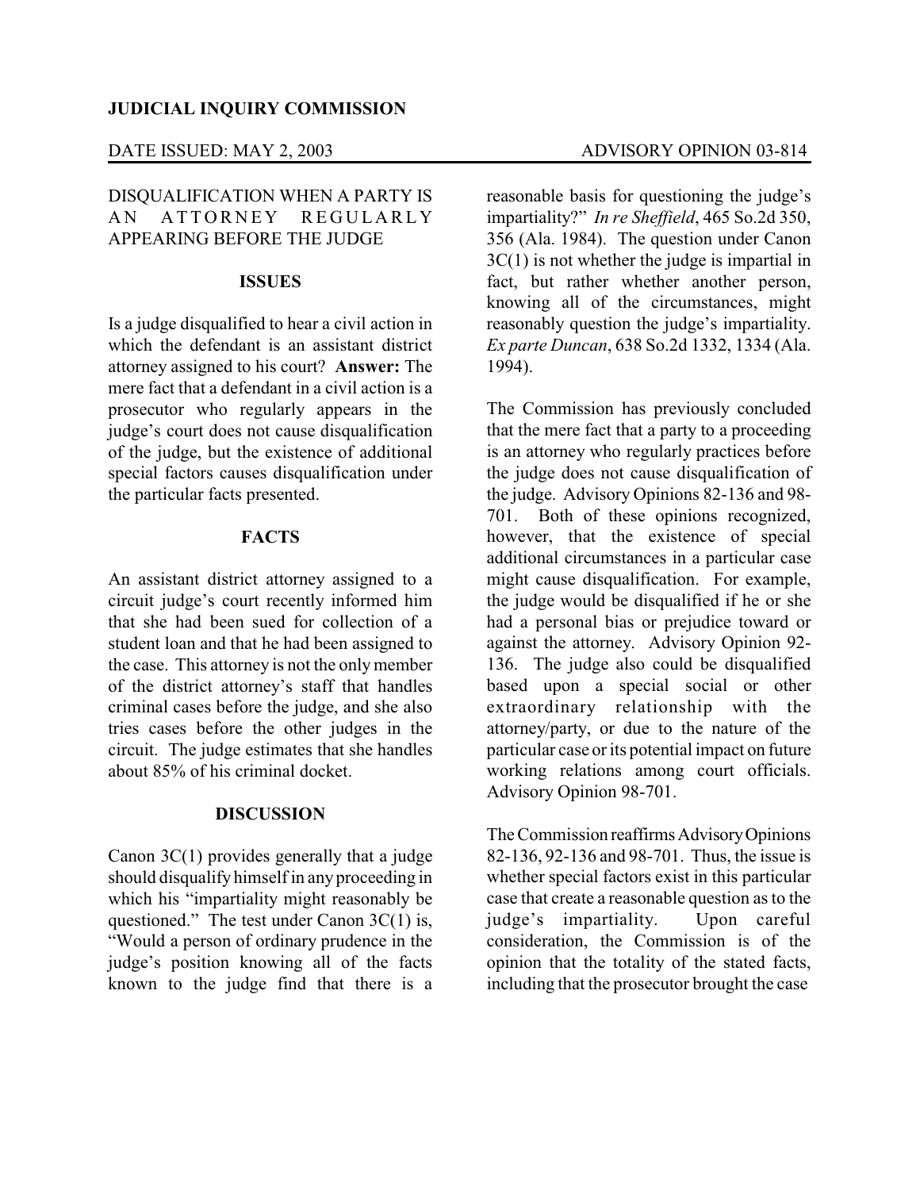**JUDICIAL INQUIRY COMMISSION**

DATE ISSUED: MAY 2, 2003 ADVISORY OPINION 03-814

DISQUALIFICATION WHEN A PARTY IS AN ATTORNEY REGULARLY APPEARING BEFORE THE JUDGE

**ISSUES**

Is a judge disqualified to hear a civil action in which the defendant is an assistant district attorney assigned to his court? **Answer:** The mere fact that a defendant in a civil action is a prosecutor who regularly appears in the judge's court does not cause disqualification of the judge, but the existence of additional special factors causes disqualification under the particular facts presented.

**FACTS**

An assistant district attorney assigned to a circuit judge's court recently informed him that she had been sued for collection of a student loan and that he had been assigned to the case. This attorney is not the only member of the district attorney's staff that handles criminal cases before the judge, and she also tries cases before the other judges in the circuit. The judge estimates that she handles about 85% of his criminal docket.

**DISCUSSION**

Canon 3C(1) provides generally that a judge should disqualify himself in any proceeding in which his "impartiality might reasonably be questioned." The test under Canon 3C(1) is, "Would a person of ordinary prudence in the judge's position knowing all of the facts known to the judge find that there is a reasonable basis for questioning the judge's impartiality?" *In re Sheffield*, 465 So.2d 350, 356 (Ala. 1984). The question under Canon 3C(1) is not whether the judge is impartial in fact, but rather whether another person, knowing all of the circumstances, might reasonably question the judge's impartiality. *Ex parte Duncan*, 638 So.2d 1332, 1334 (Ala. 1994).

The Commission has previously concluded that the mere fact that a party to a proceeding is an attorney who regularly practices before the judge does not cause disqualification of the judge. Advisory Opinions 82-136 and 98-701. Both of these opinions recognized, however, that the existence of special additional circumstances in a particular case might cause disqualification. For example, the judge would be disqualified if he or she had a personal bias or prejudice toward or against the attorney. Advisory Opinion 92-136. The judge also could be disqualified based upon a special social or other extraordinary relationship with the attorney/party, or due to the nature of the particular case or its potential impact on future working relations among court officials. Advisory Opinion 98-701.

The Commission reaffirms Advisory Opinions 82-136, 92-136 and 98-701. Thus, the issue is whether special factors exist in this particular case that create a reasonable question as to the judge's impartiality. Upon careful consideration, the Commission is of the opinion that the totality of the stated facts, including that the prosecutor brought the case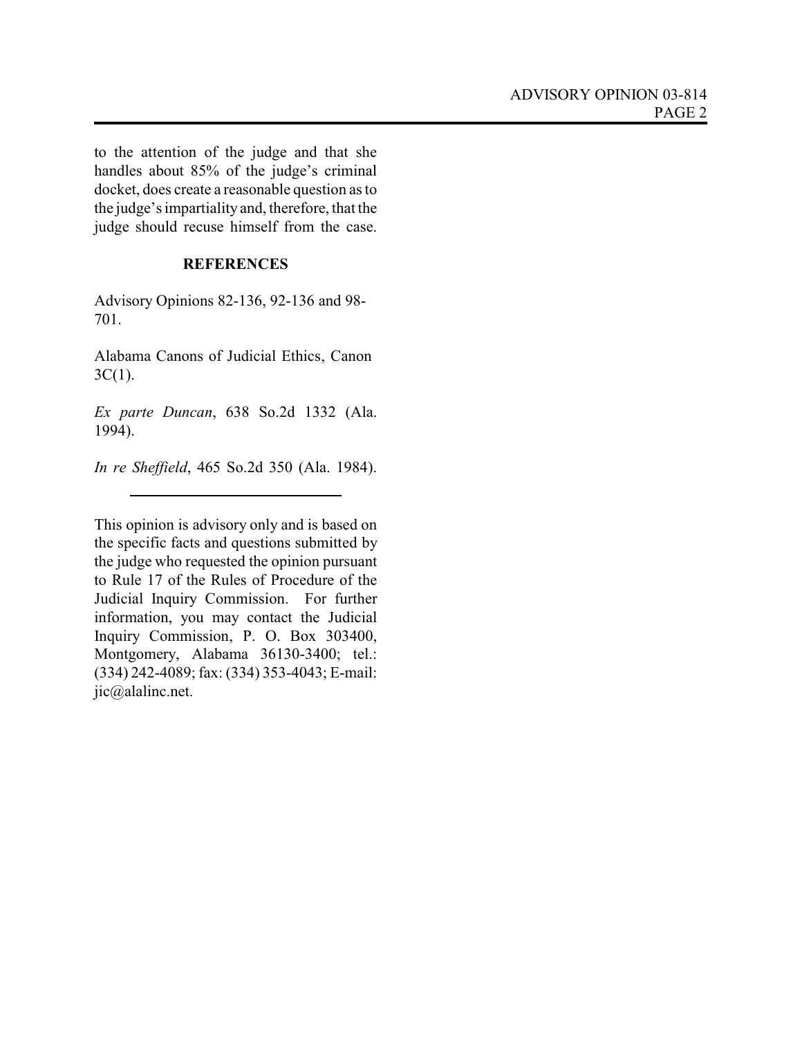to the attention of the judge and that she handles about 85% of the judge's criminal docket, does create a reasonable question as to the judge's impartiality and, therefore, that the judge should recuse himself from the case.

## REFERENCES

Advisory Opinions 82-136, 92-136 and 98-701.

Alabama Canons of Judicial Ethics, Canon 3C(1).

*Ex parte Duncan*, 638 So.2d 1332 (Ala. 1994).

*In re Sheffield*, 465 So.2d 350 (Ala. 1984).

---

This opinion is advisory only and is based on the specific facts and questions submitted by the judge who requested the opinion pursuant to Rule 17 of the Rules of Procedure of the Judicial Inquiry Commission. For further information, you may contact the Judicial Inquiry Commission, P. O. Box 303400, Montgomery, Alabama 36130-3400; tel.: (334) 242-4089; fax: (334) 353-4043; E-mail: jic@alalinc.net.